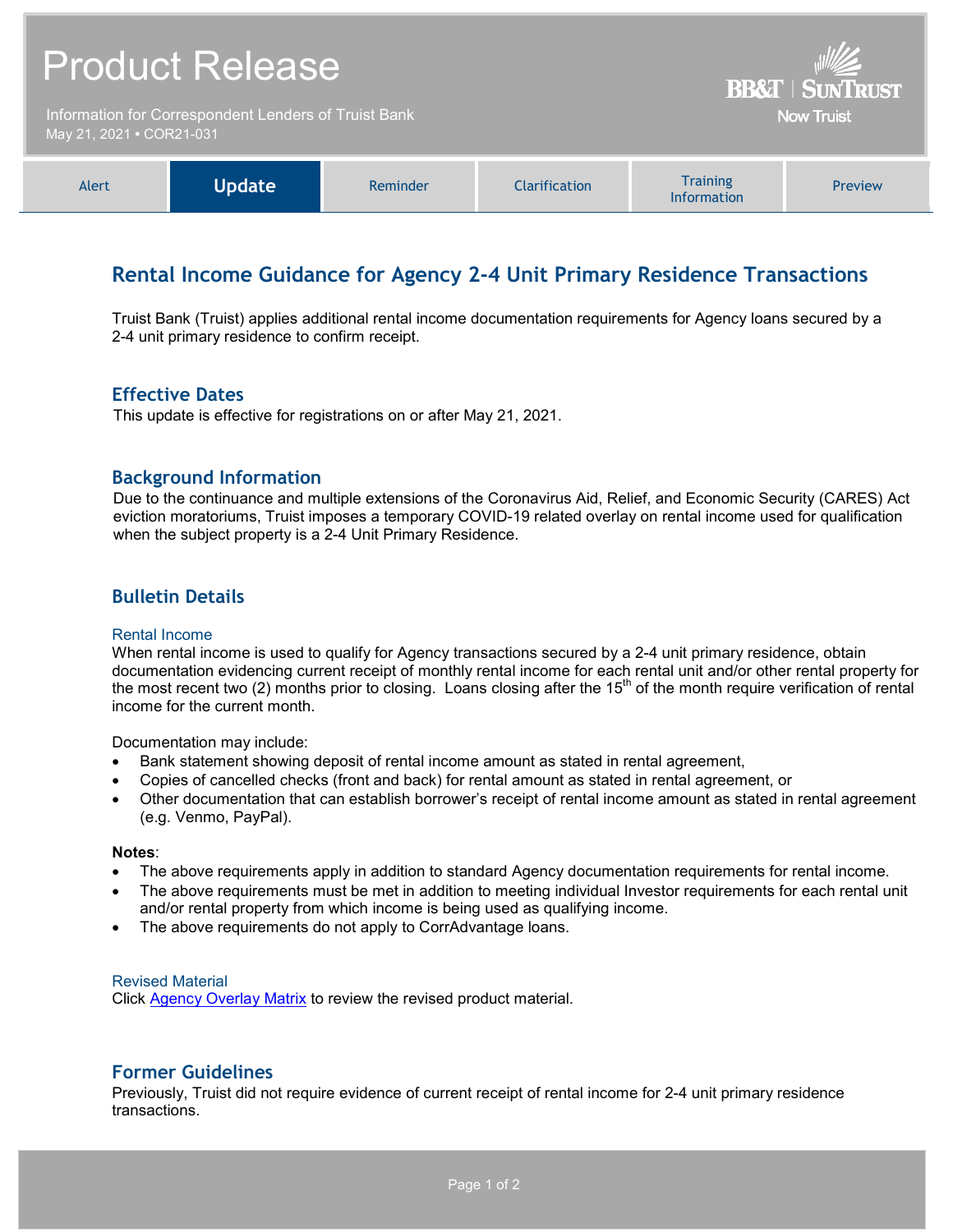# Product Release

Information for Correspondent Lenders of Truist Bank
May 21, 2021 • COR21-031

BB&T | SunTrust — Now Truist

| Alert | **Update** | Reminder | Clarification | Training Information | Preview |
|---|---|---|---|---|---|

## Rental Income Guidance for Agency 2-4 Unit Primary Residence Transactions

Truist Bank (Truist) applies additional rental income documentation requirements for Agency loans secured by a 2-4 unit primary residence to confirm receipt.

### Effective Dates

This update is effective for registrations on or after May 21, 2021.

### Background Information

Due to the continuance and multiple extensions of the Coronavirus Aid, Relief, and Economic Security (CARES) Act eviction moratoriums, Truist imposes a temporary COVID-19 related overlay on rental income used for qualification when the subject property is a 2-4 Unit Primary Residence.

### Bulletin Details

#### Rental Income

When rental income is used to qualify for Agency transactions secured by a 2-4 unit primary residence, obtain documentation evidencing current receipt of monthly rental income for each rental unit and/or other rental property for the most recent two (2) months prior to closing. Loans closing after the 15th of the month require verification of rental income for the current month.

Documentation may include:

- Bank statement showing deposit of rental income amount as stated in rental agreement,
- Copies of cancelled checks (front and back) for rental amount as stated in rental agreement, or
- Other documentation that can establish borrower's receipt of rental income amount as stated in rental agreement (e.g. Venmo, PayPal).

**Notes**:

- The above requirements apply in addition to standard Agency documentation requirements for rental income.
- The above requirements must be met in addition to meeting individual Investor requirements for each rental unit and/or rental property from which income is being used as qualifying income.
- The above requirements do not apply to CorrAdvantage loans.

#### Revised Material

Click Agency Overlay Matrix to review the revised product material.

### Former Guidelines

Previously, Truist did not require evidence of current receipt of rental income for 2-4 unit primary residence transactions.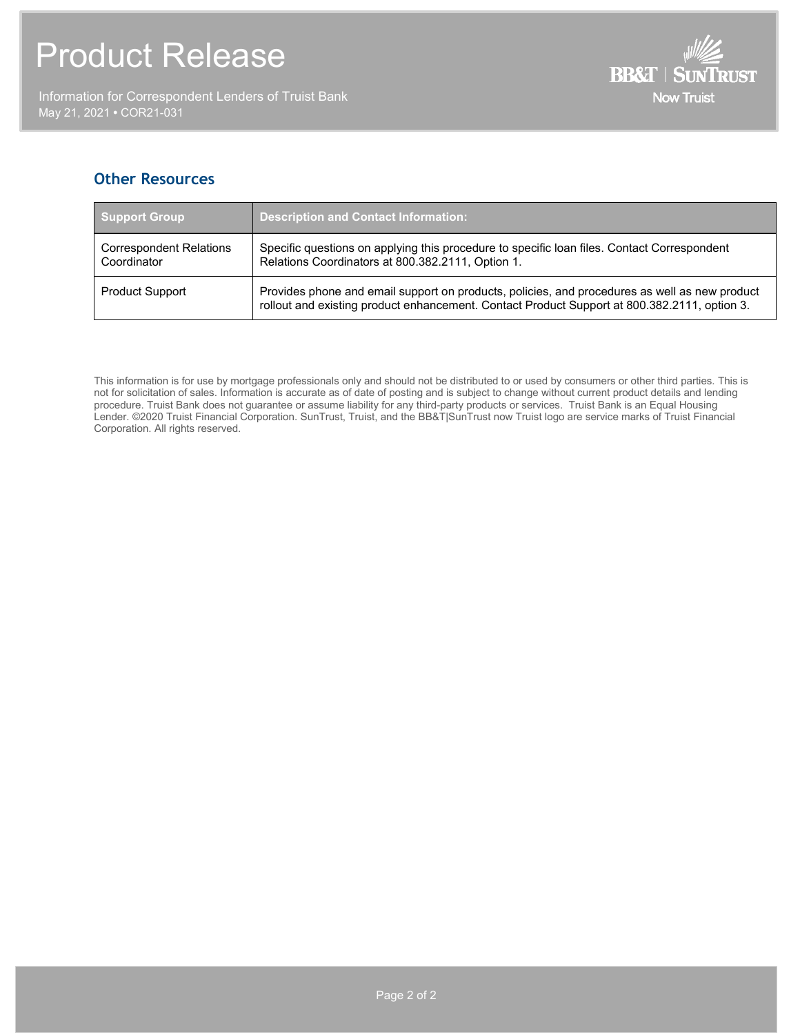## Other Resources

| Support Group | Description and Contact Information: |
|---|---|
| Correspondent Relations Coordinator | Specific questions on applying this procedure to specific loan files. Contact Correspondent Relations Coordinators at 800.382.2111, Option 1. |
| Product Support | Provides phone and email support on products, policies, and procedures as well as new product rollout and existing product enhancement. Contact Product Support at 800.382.2111, option 3. |

This information is for use by mortgage professionals only and should not be distributed to or used by consumers or other third parties. This is not for solicitation of sales. Information is accurate as of date of posting and is subject to change without current product details and lending procedure. Truist Bank does not guarantee or assume liability for any third-party products or services. Truist Bank is an Equal Housing Lender. ©2020 Truist Financial Corporation. SunTrust, Truist, and the BB&T|SunTrust now Truist logo are service marks of Truist Financial Corporation. All rights reserved.